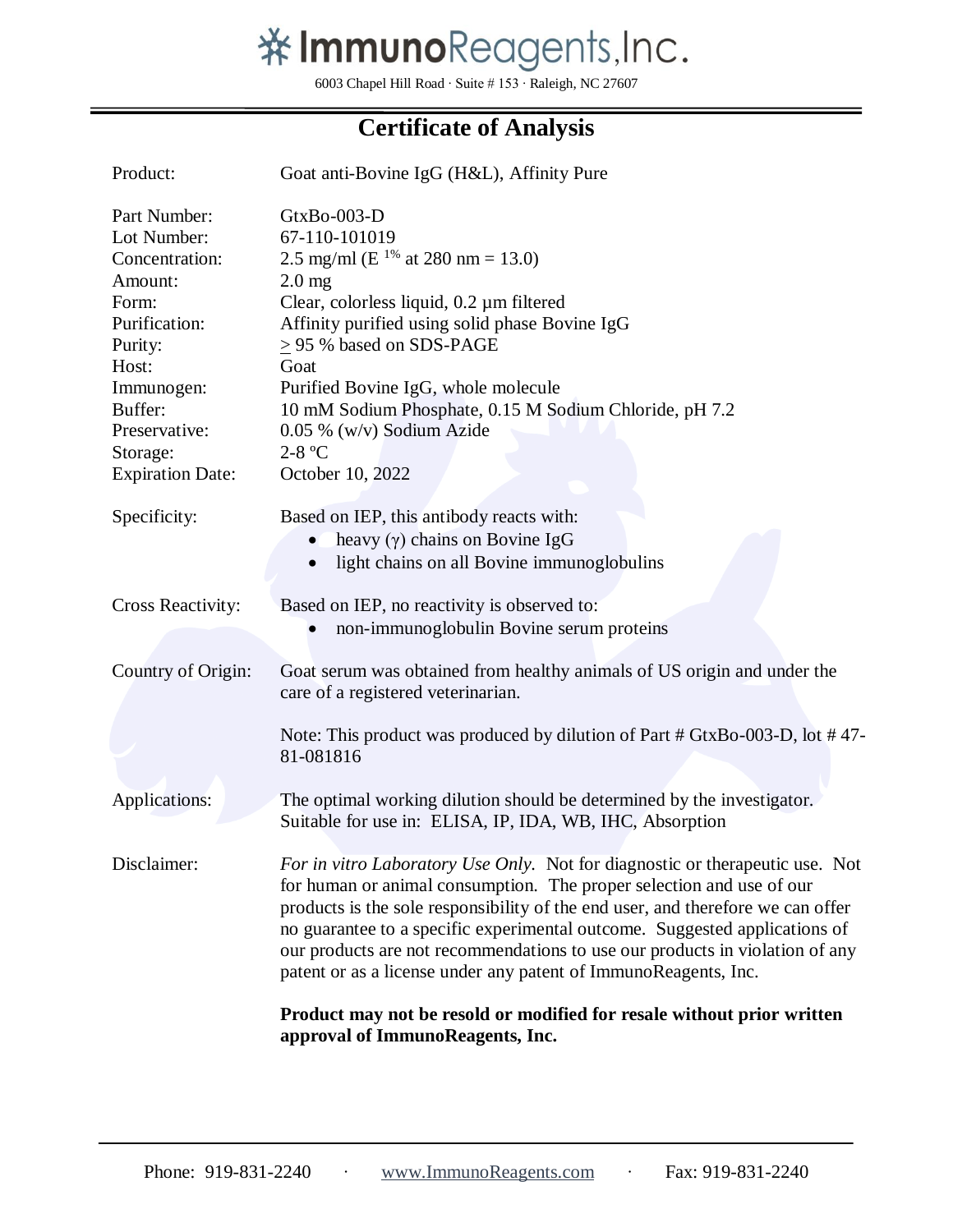# ImmunoReagents, Inc.

6003 Chapel Hill Road · Suite # 153 · Raleigh, NC 27607

## Certificate of Analysis

| | |
|---|---|
| Product: | Goat anti-Bovine IgG (H&L), Affinity Pure |
| Part Number: | GtxBo-003-D |
| Lot Number: | 67-110-101019 |
| Concentration: | 2.5 mg/ml ($E^{1\%}$ at 280 nm = 13.0) |
| Amount: | 2.0 mg |
| Form: | Clear, colorless liquid, 0.2 µm filtered |
| Purification: | Affinity purified using solid phase Bovine IgG |
| Purity: | $\geq$ 95 % based on SDS-PAGE |
| Host: | Goat |
| Immunogen: | Purified Bovine IgG, whole molecule |
| Buffer: | 10 mM Sodium Phosphate, 0.15 M Sodium Chloride, pH 7.2 |
| Preservative: | 0.05 % (w/v) Sodium Azide |
| Storage: | 2-8 ºC |
| Expiration Date: | October 10, 2022 |

**Specificity:** Based on IEP, this antibody reacts with:

- heavy (γ) chains on Bovine IgG
- light chains on all Bovine immunoglobulins

**Cross Reactivity:** Based on IEP, no reactivity is observed to:

- non-immunoglobulin Bovine serum proteins

**Country of Origin:** Goat serum was obtained from healthy animals of US origin and under the care of a registered veterinarian.

Note: This product was produced by dilution of Part # GtxBo-003-D, lot # 47-81-081816

**Applications:** The optimal working dilution should be determined by the investigator. Suitable for use in: ELISA, IP, IDA, WB, IHC, Absorption

**Disclaimer:** *For in vitro Laboratory Use Only.* Not for diagnostic or therapeutic use. Not for human or animal consumption. The proper selection and use of our products is the sole responsibility of the end user, and therefore we can offer no guarantee to a specific experimental outcome. Suggested applications of our products are not recommendations to use our products in violation of any patent or as a license under any patent of ImmunoReagents, Inc.

**Product may not be resold or modified for resale without prior written approval of ImmunoReagents, Inc.**

Phone: 919-831-2240 · www.ImmunoReagents.com · Fax: 919-831-2240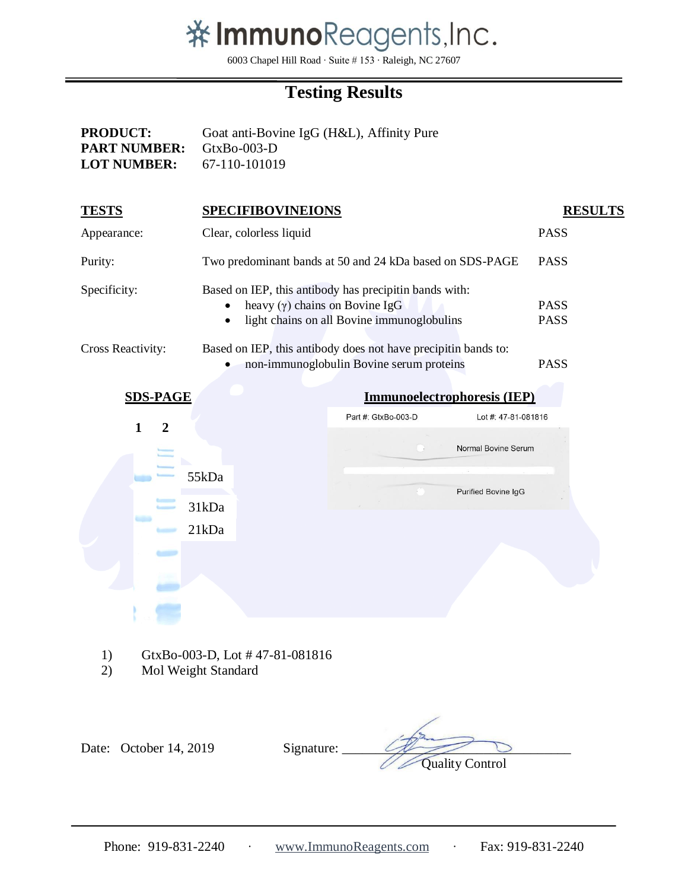# ImmunoReagents, Inc.

6003 Chapel Hill Road · Suite # 153 · Raleigh, NC 27607

## Testing Results

**PRODUCT:** Goat anti-Bovine IgG (H&L), Affinity Pure
**PART NUMBER:** GtxBo-003-D
**LOT NUMBER:** 67-110-101019

| TESTS | SPECIFIBOVINEIONS | RESULTS |
|---|---|---|
| Appearance: | Clear, colorless liquid | PASS |
| Purity: | Two predominant bands at 50 and 24 kDa based on SDS-PAGE | PASS |
| Specificity: | Based on IEP, this antibody has precipitin bands with: | |
| | • heavy (γ) chains on Bovine IgG | PASS |
| | • light chains on all Bovine immunoglobulins | PASS |
| Cross Reactivity: | Based on IEP, this antibody does not have precipitin bands to: | |
| | • non-immunoglobulin Bovine serum proteins | PASS |

**SDS-PAGE**

1 2

55kDa
31kDa
21kDa

**Immunoelectrophoresis (IEP)**

Part #: GtxBo-003-D Lot #: 47-81-081816

Normal Bovine Serum

Purified Bovine IgG

1) GtxBo-003-D, Lot # 47-81-081816
2) Mol Weight Standard

Date: October 14, 2019

Signature: ____________________
Quality Control

Phone: 919-831-2240 · www.ImmunoReagents.com · Fax: 919-831-2240